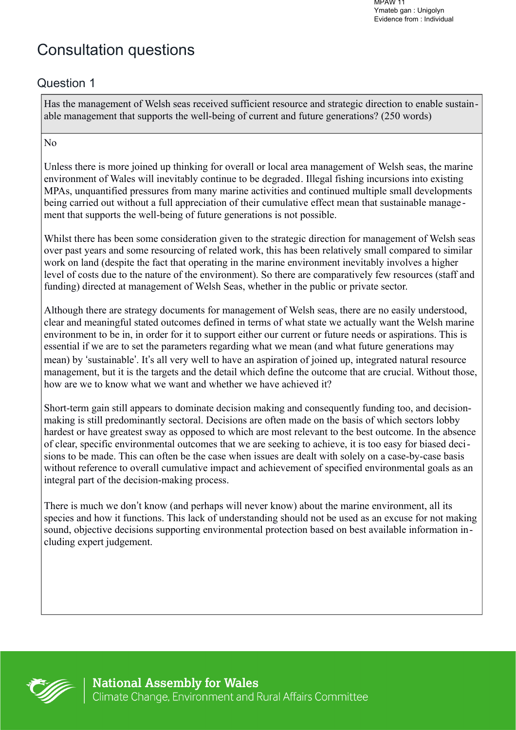MPAW 11
Ymateb gan : Unigolyn
Evidence from : Individual

# Consultation questions

## Question 1

| Has the management of Welsh seas received sufficient resource and strategic direction to enable sustainable management that supports the well-being of current and future generations? (250 words) |
|---|

No

Unless there is more joined up thinking for overall or local area management of Welsh seas, the marine environment of Wales will inevitably continue to be degraded. Illegal fishing incursions into existing MPAs, unquantified pressures from many marine activities and continued multiple small developments being carried out without a full appreciation of their cumulative effect mean that sustainable management that supports the well-being of future generations is not possible.

Whilst there has been some consideration given to the strategic direction for management of Welsh seas over past years and some resourcing of related work, this has been relatively small compared to similar work on land (despite the fact that operating in the marine environment inevitably involves a higher level of costs due to the nature of the environment). So there are comparatively few resources (staff and funding) directed at management of Welsh Seas, whether in the public or private sector.

Although there are strategy documents for management of Welsh seas, there are no easily understood, clear and meaningful stated outcomes defined in terms of what state we actually want the Welsh marine environment to be in, in order for it to support either our current or future needs or aspirations. This is essential if we are to set the parameters regarding what we mean (and what future generations may mean) by 'sustainable'. It's all very well to have an aspiration of joined up, integrated natural resource management, but it is the targets and the detail which define the outcome that are crucial. Without those, how are we to know what we want and whether we have achieved it?

Short-term gain still appears to dominate decision making and consequently funding too, and decision-making is still predominantly sectoral. Decisions are often made on the basis of which sectors lobby hardest or have greatest sway as opposed to which are most relevant to the best outcome. In the absence of clear, specific environmental outcomes that we are seeking to achieve, it is too easy for biased decisions to be made. This can often be the case when issues are dealt with solely on a case-by-case basis without reference to overall cumulative impact and achievement of specified environmental goals as an integral part of the decision-making process.

There is much we don't know (and perhaps will never know) about the marine environment, all its species and how it functions. This lack of understanding should not be used as an excuse for not making sound, objective decisions supporting environmental protection based on best available information including expert judgement.

**National Assembly for Wales**
Climate Change, Environment and Rural Affairs Committee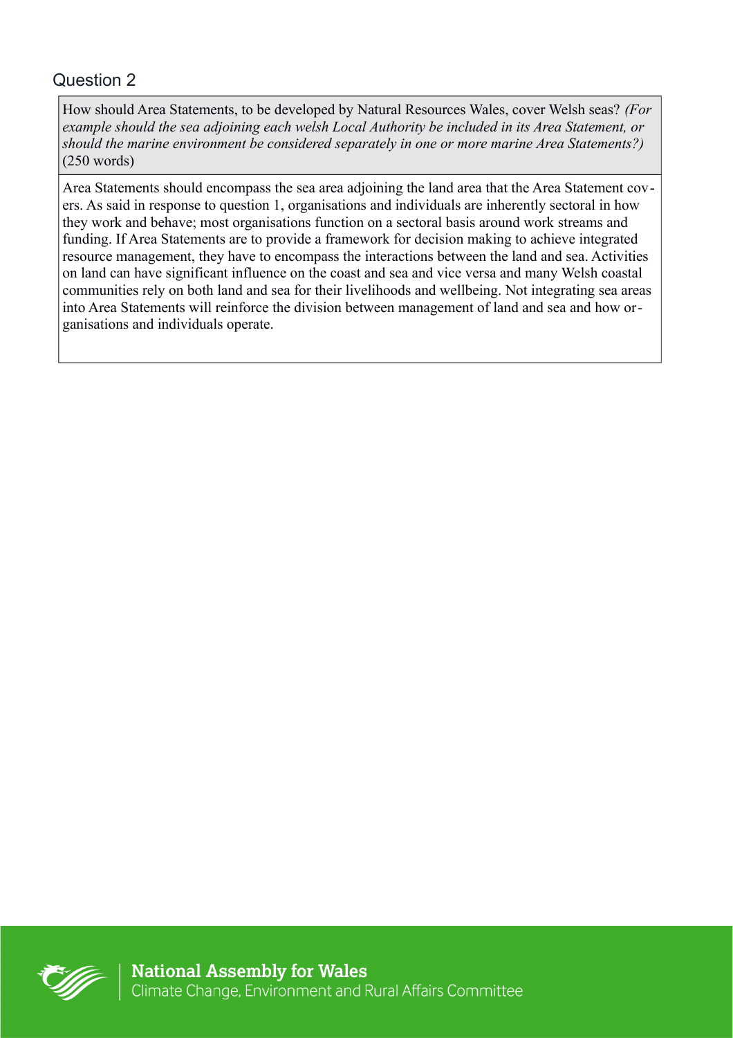## Question 2

How should Area Statements, to be developed by Natural Resources Wales, cover Welsh seas? *(For example should the sea adjoining each welsh Local Authority be included in its Area Statement, or should the marine environment be considered separately in one or more marine Area Statements?)* (250 words)

Area Statements should encompass the sea area adjoining the land area that the Area Statement covers. As said in response to question 1, organisations and individuals are inherently sectoral in how they work and behave; most organisations function on a sectoral basis around work streams and funding. If Area Statements are to provide a framework for decision making to achieve integrated resource management, they have to encompass the interactions between the land and sea. Activities on land can have significant influence on the coast and sea and vice versa and many Welsh coastal communities rely on both land and sea for their livelihoods and wellbeing. Not integrating sea areas into Area Statements will reinforce the division between management of land and sea and how organisations and individuals operate.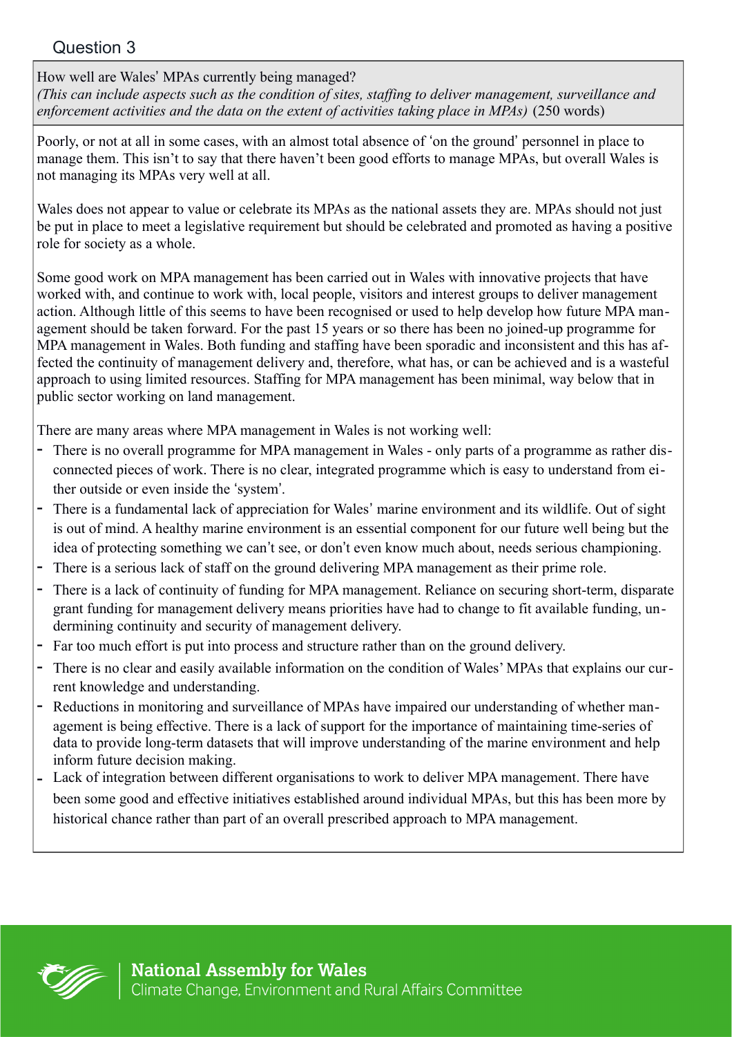## Question 3

How well are Wales' MPAs currently being managed?
*(This can include aspects such as the condition of sites, staffing to deliver management, surveillance and enforcement activities and the data on the extent of activities taking place in MPAs)* (250 words)

Poorly, or not at all in some cases, with an almost total absence of 'on the ground' personnel in place to manage them. This isn't to say that there haven't been good efforts to manage MPAs, but overall Wales is not managing its MPAs very well at all.

Wales does not appear to value or celebrate its MPAs as the national assets they are. MPAs should not just be put in place to meet a legislative requirement but should be celebrated and promoted as having a positive role for society as a whole.

Some good work on MPA management has been carried out in Wales with innovative projects that have worked with, and continue to work with, local people, visitors and interest groups to deliver management action. Although little of this seems to have been recognised or used to help develop how future MPA management should be taken forward. For the past 15 years or so there has been no joined-up programme for MPA management in Wales. Both funding and staffing have been sporadic and inconsistent and this has affected the continuity of management delivery and, therefore, what has, or can be achieved and is a wasteful approach to using limited resources. Staffing for MPA management has been minimal, way below that in public sector working on land management.

There are many areas where MPA management in Wales is not working well:

- There is no overall programme for MPA management in Wales - only parts of a programme as rather disconnected pieces of work. There is no clear, integrated programme which is easy to understand from either outside or even inside the 'system'.
- There is a fundamental lack of appreciation for Wales' marine environment and its wildlife. Out of sight is out of mind. A healthy marine environment is an essential component for our future well being but the idea of protecting something we can't see, or don't even know much about, needs serious championing.
- There is a serious lack of staff on the ground delivering MPA management as their prime role.
- There is a lack of continuity of funding for MPA management. Reliance on securing short-term, disparate grant funding for management delivery means priorities have had to change to fit available funding, undermining continuity and security of management delivery.
- Far too much effort is put into process and structure rather than on the ground delivery.
- There is no clear and easily available information on the condition of Wales' MPAs that explains our current knowledge and understanding.
- Reductions in monitoring and surveillance of MPAs have impaired our understanding of whether management is being effective. There is a lack of support for the importance of maintaining time-series of data to provide long-term datasets that will improve understanding of the marine environment and help inform future decision making.
- Lack of integration between different organisations to work to deliver MPA management. There have been some good and effective initiatives established around individual MPAs, but this has been more by historical chance rather than part of an overall prescribed approach to MPA management.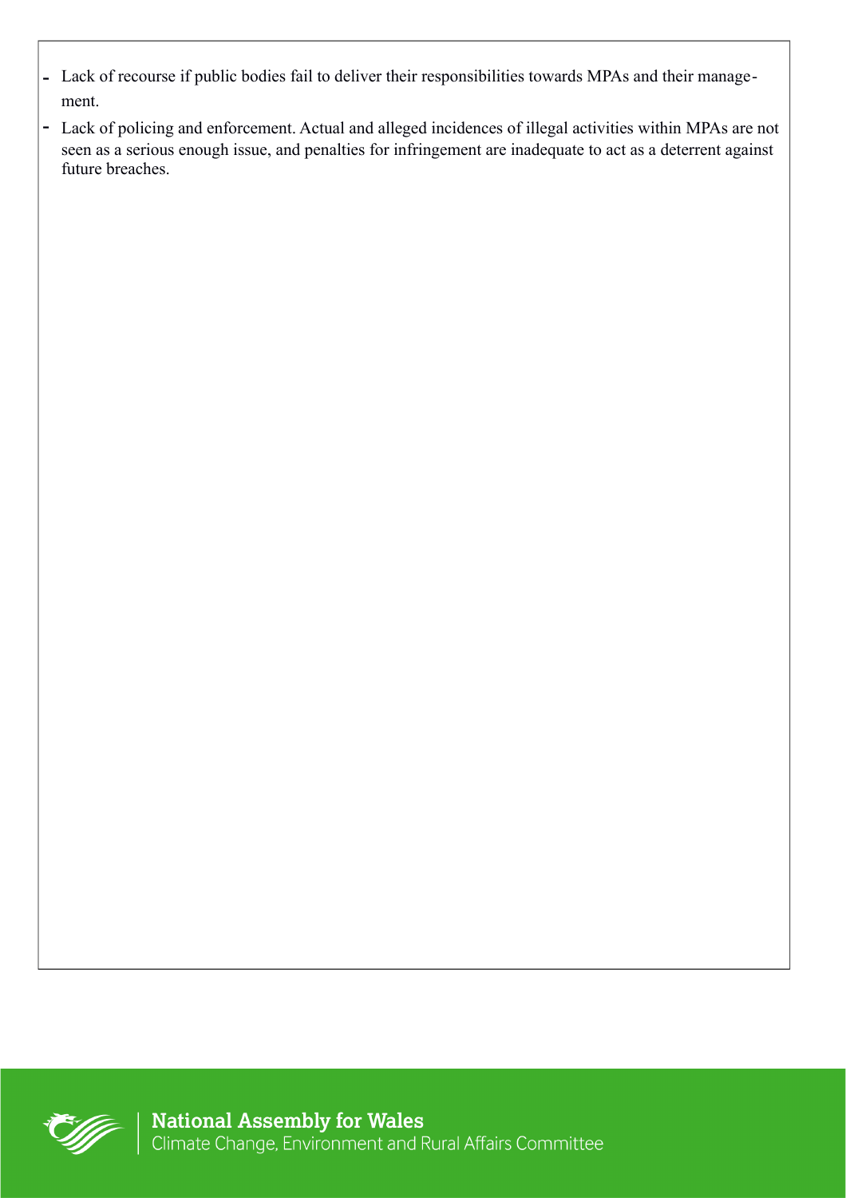- Lack of recourse if public bodies fail to deliver their responsibilities towards MPAs and their management.
- Lack of policing and enforcement. Actual and alleged incidences of illegal activities within MPAs are not seen as a serious enough issue, and penalties for infringement are inadequate to act as a deterrent against future breaches.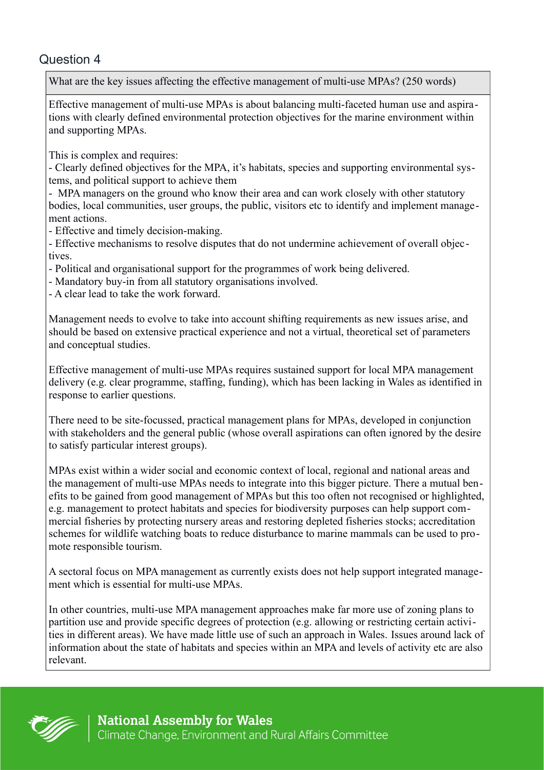## Question 4

**What are the key issues affecting the effective management of multi-use MPAs? (250 words)**

Effective management of multi-use MPAs is about balancing multi-faceted human use and aspirations with clearly defined environmental protection objectives for the marine environment within and supporting MPAs.

This is complex and requires:

- Clearly defined objectives for the MPA, it's habitats, species and supporting environmental systems, and political support to achieve them
- MPA managers on the ground who know their area and can work closely with other statutory bodies, local communities, user groups, the public, visitors etc to identify and implement management actions.
- Effective and timely decision-making.
- Effective mechanisms to resolve disputes that do not undermine achievement of overall objectives.
- Political and organisational support for the programmes of work being delivered.
- Mandatory buy-in from all statutory organisations involved.
- A clear lead to take the work forward.

Management needs to evolve to take into account shifting requirements as new issues arise, and should be based on extensive practical experience and not a virtual, theoretical set of parameters and conceptual studies.

Effective management of multi-use MPAs requires sustained support for local MPA management delivery (e.g. clear programme, staffing, funding), which has been lacking in Wales as identified in response to earlier questions.

There need to be site-focussed, practical management plans for MPAs, developed in conjunction with stakeholders and the general public (whose overall aspirations can often ignored by the desire to satisfy particular interest groups).

MPAs exist within a wider social and economic context of local, regional and national areas and the management of multi-use MPAs needs to integrate into this bigger picture. There a mutual benefits to be gained from good management of MPAs but this too often not recognised or highlighted, e.g. management to protect habitats and species for biodiversity purposes can help support commercial fisheries by protecting nursery areas and restoring depleted fisheries stocks; accreditation schemes for wildlife watching boats to reduce disturbance to marine mammals can be used to promote responsible tourism.

A sectoral focus on MPA management as currently exists does not help support integrated management which is essential for multi-use MPAs.

In other countries, multi-use MPA management approaches make far more use of zoning plans to partition use and provide specific degrees of protection (e.g. allowing or restricting certain activities in different areas). We have made little use of such an approach in Wales. Issues around lack of information about the state of habitats and species within an MPA and levels of activity etc are also relevant.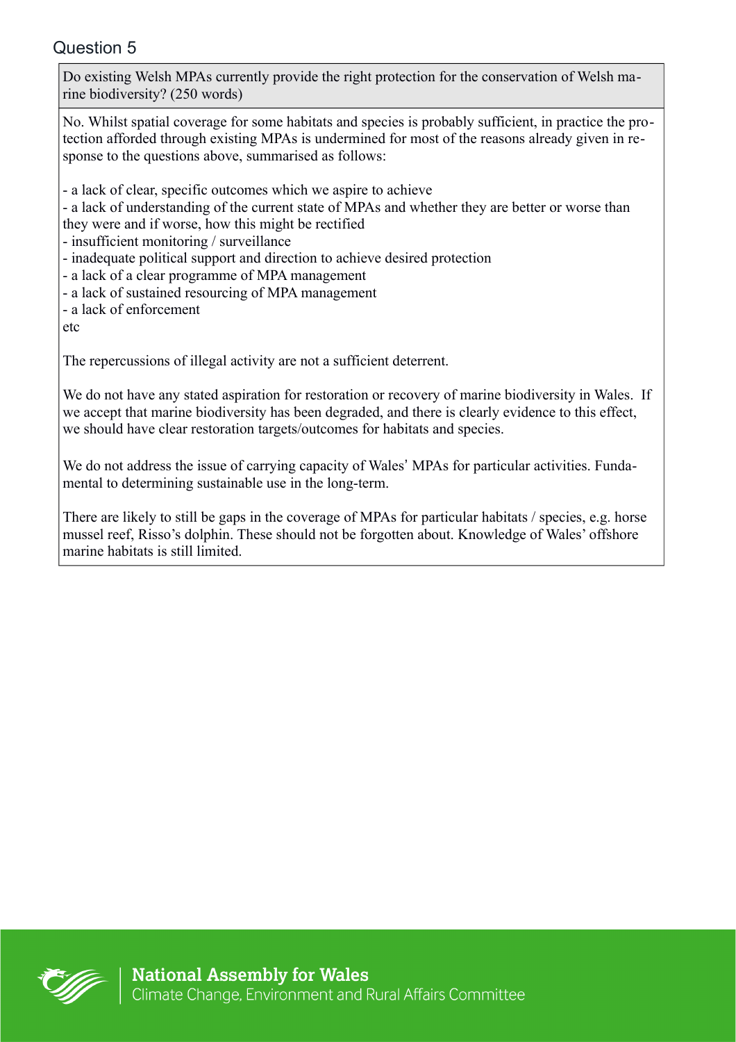## Question 5

| Do existing Welsh MPAs currently provide the right protection for the conservation of Welsh marine biodiversity? (250 words) |
|---|

No. Whilst spatial coverage for some habitats and species is probably sufficient, in practice the protection afforded through existing MPAs is undermined for most of the reasons already given in response to the questions above, summarised as follows:

- a lack of clear, specific outcomes which we aspire to achieve
- a lack of understanding of the current state of MPAs and whether they are better or worse than they were and if worse, how this might be rectified
- insufficient monitoring / surveillance
- inadequate political support and direction to achieve desired protection
- a lack of a clear programme of MPA management
- a lack of sustained resourcing of MPA management
- a lack of enforcement

etc

The repercussions of illegal activity are not a sufficient deterrent.

We do not have any stated aspiration for restoration or recovery of marine biodiversity in Wales. If we accept that marine biodiversity has been degraded, and there is clearly evidence to this effect, we should have clear restoration targets/outcomes for habitats and species.

We do not address the issue of carrying capacity of Wales' MPAs for particular activities. Fundamental to determining sustainable use in the long-term.

There are likely to still be gaps in the coverage of MPAs for particular habitats / species, e.g. horse mussel reef, Risso's dolphin. These should not be forgotten about. Knowledge of Wales' offshore marine habitats is still limited.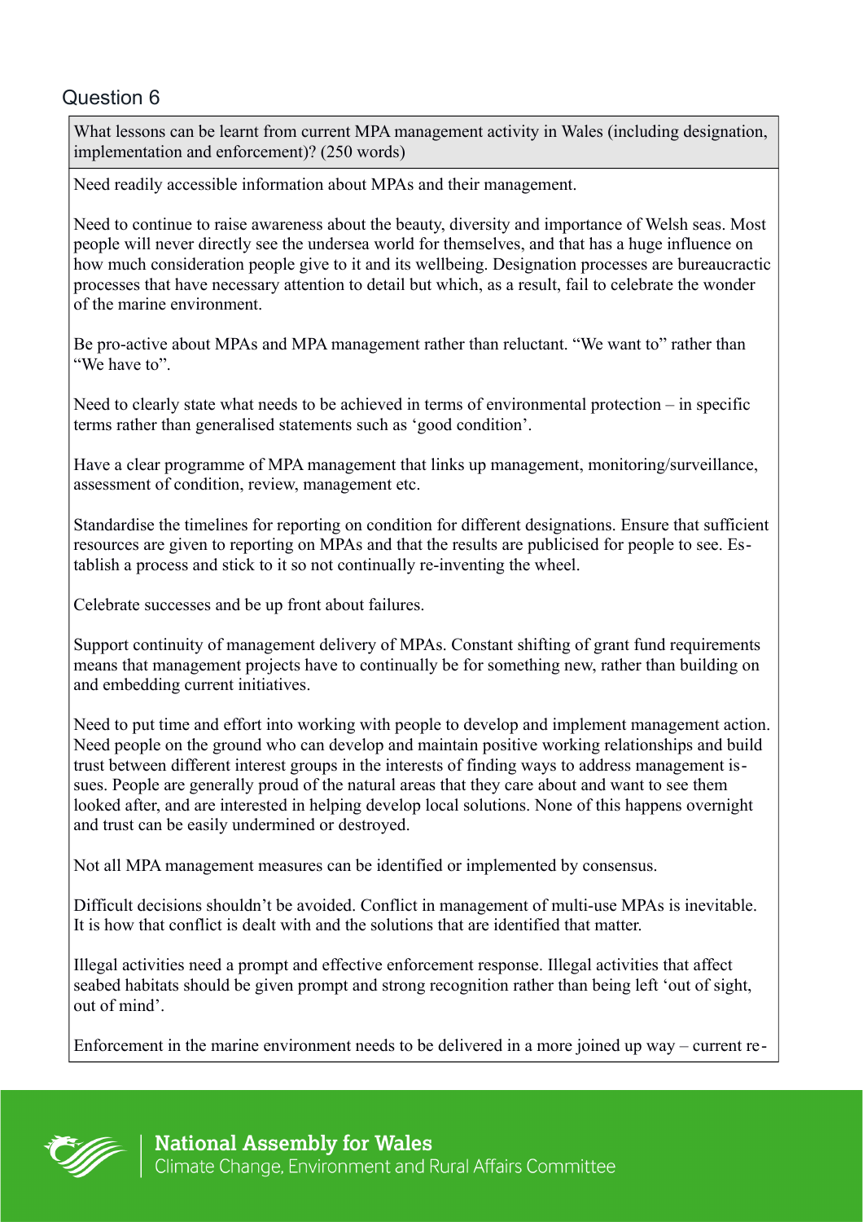## Question 6

**What lessons can be learnt from current MPA management activity in Wales (including designation, implementation and enforcement)? (250 words)**

Need readily accessible information about MPAs and their management.

Need to continue to raise awareness about the beauty, diversity and importance of Welsh seas. Most people will never directly see the undersea world for themselves, and that has a huge influence on how much consideration people give to it and its wellbeing. Designation processes are bureaucractic processes that have necessary attention to detail but which, as a result, fail to celebrate the wonder of the marine environment.

Be pro-active about MPAs and MPA management rather than reluctant. "We want to" rather than "We have to".

Need to clearly state what needs to be achieved in terms of environmental protection – in specific terms rather than generalised statements such as 'good condition'.

Have a clear programme of MPA management that links up management, monitoring/surveillance, assessment of condition, review, management etc.

Standardise the timelines for reporting on condition for different designations. Ensure that sufficient resources are given to reporting on MPAs and that the results are publicised for people to see. Establish a process and stick to it so not continually re-inventing the wheel.

Celebrate successes and be up front about failures.

Support continuity of management delivery of MPAs. Constant shifting of grant fund requirements means that management projects have to continually be for something new, rather than building on and embedding current initiatives.

Need to put time and effort into working with people to develop and implement management action. Need people on the ground who can develop and maintain positive working relationships and build trust between different interest groups in the interests of finding ways to address management issues. People are generally proud of the natural areas that they care about and want to see them looked after, and are interested in helping develop local solutions. None of this happens overnight and trust can be easily undermined or destroyed.

Not all MPA management measures can be identified or implemented by consensus.

Difficult decisions shouldn't be avoided. Conflict in management of multi-use MPAs is inevitable. It is how that conflict is dealt with and the solutions that are identified that matter.

Illegal activities need a prompt and effective enforcement response. Illegal activities that affect seabed habitats should be given prompt and strong recognition rather than being left 'out of sight, out of mind'.

Enforcement in the marine environment needs to be delivered in a more joined up way – current re-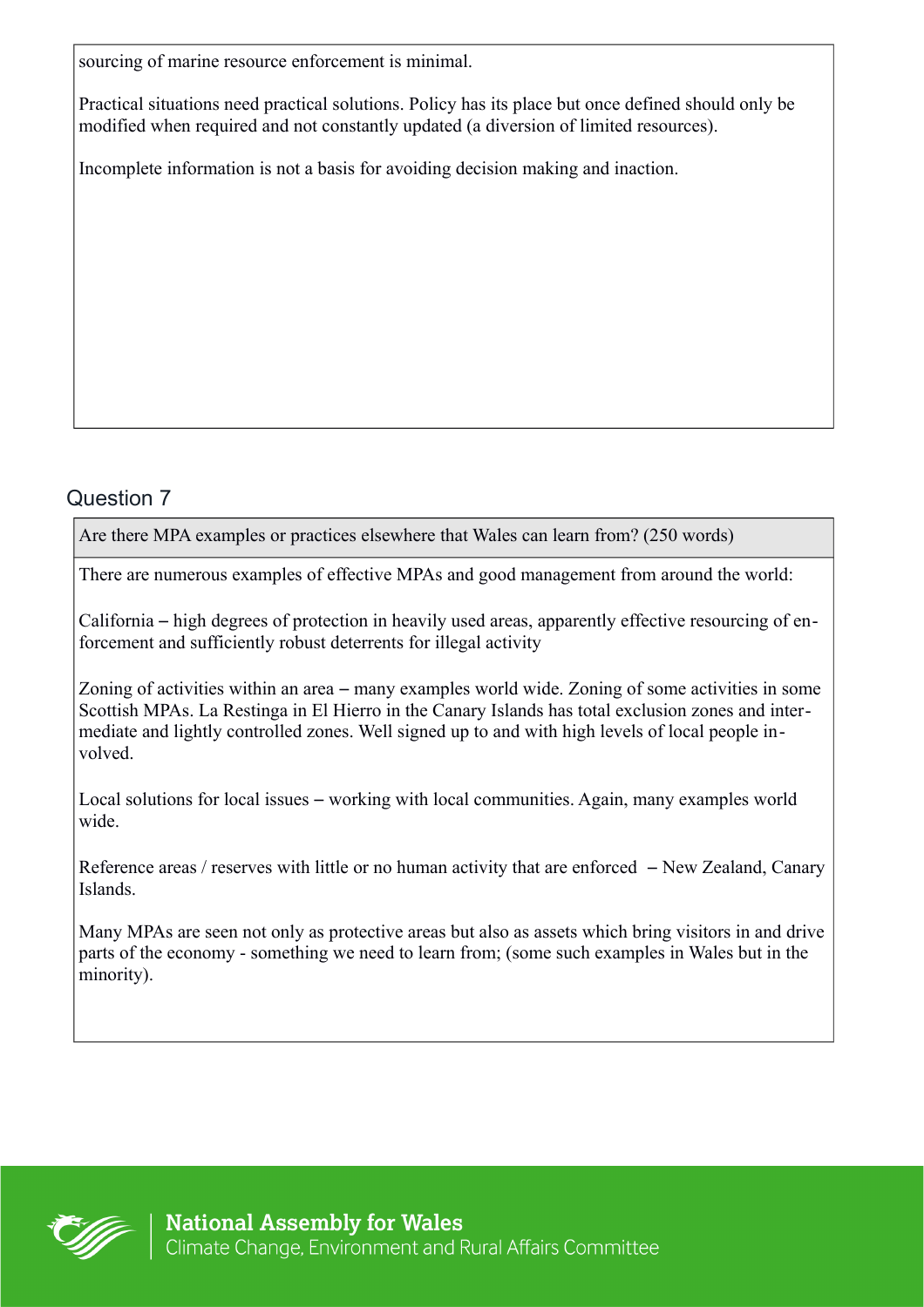sourcing of marine resource enforcement is minimal.

Practical situations need practical solutions. Policy has its place but once defined should only be modified when required and not constantly updated (a diversion of limited resources).

Incomplete information is not a basis for avoiding decision making and inaction.

## Question 7

**Are there MPA examples or practices elsewhere that Wales can learn from? (250 words)**

There are numerous examples of effective MPAs and good management from around the world:

California – high degrees of protection in heavily used areas, apparently effective resourcing of enforcement and sufficiently robust deterrents for illegal activity

Zoning of activities within an area – many examples world wide. Zoning of some activities in some Scottish MPAs. La Restinga in El Hierro in the Canary Islands has total exclusion zones and intermediate and lightly controlled zones. Well signed up to and with high levels of local people involved.

Local solutions for local issues – working with local communities. Again, many examples world wide.

Reference areas / reserves with little or no human activity that are enforced – New Zealand, Canary Islands.

Many MPAs are seen not only as protective areas but also as assets which bring visitors in and drive parts of the economy - something we need to learn from; (some such examples in Wales but in the minority).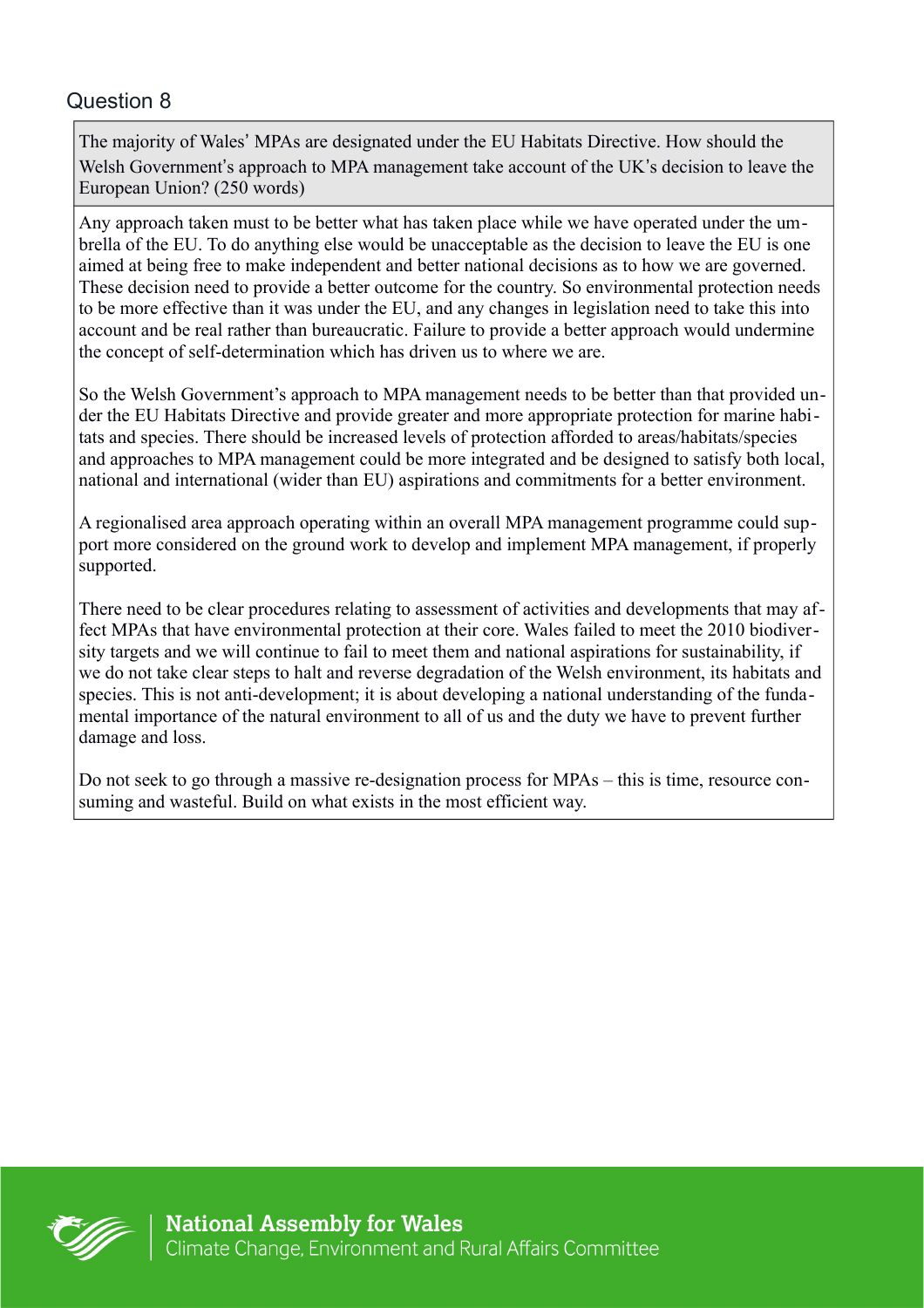## Question 8

**The majority of Wales' MPAs are designated under the EU Habitats Directive. How should the Welsh Government's approach to MPA management take account of the UK's decision to leave the European Union? (250 words)**

Any approach taken must to be better what has taken place while we have operated under the umbrella of the EU. To do anything else would be unacceptable as the decision to leave the EU is one aimed at being free to make independent and better national decisions as to how we are governed. These decision need to provide a better outcome for the country. So environmental protection needs to be more effective than it was under the EU, and any changes in legislation need to take this into account and be real rather than bureaucratic. Failure to provide a better approach would undermine the concept of self-determination which has driven us to where we are.

So the Welsh Government's approach to MPA management needs to be better than that provided under the EU Habitats Directive and provide greater and more appropriate protection for marine habitats and species. There should be increased levels of protection afforded to areas/habitats/species and approaches to MPA management could be more integrated and be designed to satisfy both local, national and international (wider than EU) aspirations and commitments for a better environment.

A regionalised area approach operating within an overall MPA management programme could support more considered on the ground work to develop and implement MPA management, if properly supported.

There need to be clear procedures relating to assessment of activities and developments that may affect MPAs that have environmental protection at their core. Wales failed to meet the 2010 biodiversity targets and we will continue to fail to meet them and national aspirations for sustainability, if we do not take clear steps to halt and reverse degradation of the Welsh environment, its habitats and species. This is not anti-development; it is about developing a national understanding of the fundamental importance of the natural environment to all of us and the duty we have to prevent further damage and loss.

Do not seek to go through a massive re-designation process for MPAs – this is time, resource consuming and wasteful. Build on what exists in the most efficient way.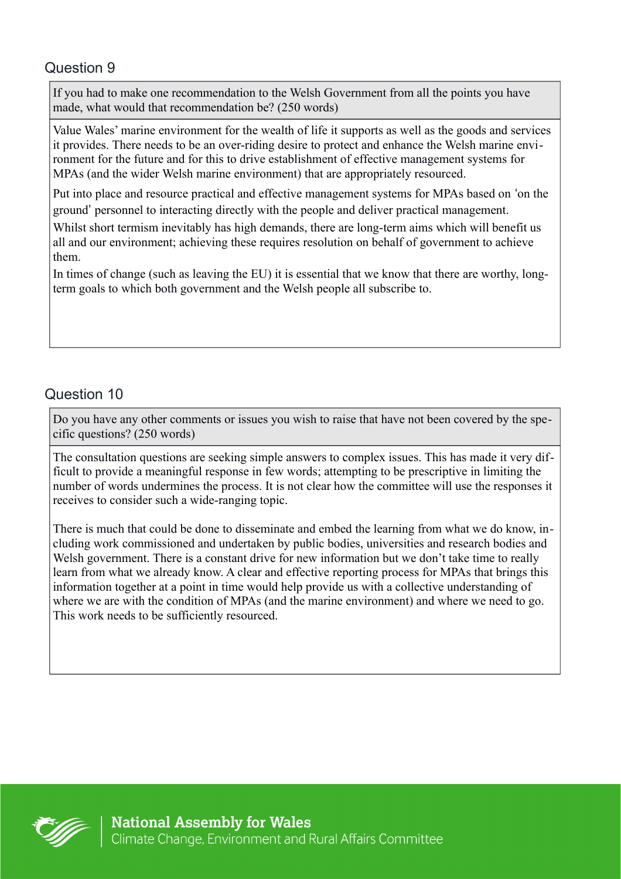## Question 9

**If you had to make one recommendation to the Welsh Government from all the points you have made, what would that recommendation be? (250 words)**

Value Wales' marine environment for the wealth of life it supports as well as the goods and services it provides. There needs to be an over-riding desire to protect and enhance the Welsh marine environment for the future and for this to drive establishment of effective management systems for MPAs (and the wider Welsh marine environment) that are appropriately resourced.

Put into place and resource practical and effective management systems for MPAs based on 'on the ground' personnel to interacting directly with the people and deliver practical management.

Whilst short termism inevitably has high demands, there are long-term aims which will benefit us all and our environment; achieving these requires resolution on behalf of government to achieve them.

In times of change (such as leaving the EU) it is essential that we know that there are worthy, long-term goals to which both government and the Welsh people all subscribe to.

## Question 10

**Do you have any other comments or issues you wish to raise that have not been covered by the specific questions? (250 words)**

The consultation questions are seeking simple answers to complex issues. This has made it very difficult to provide a meaningful response in few words; attempting to be prescriptive in limiting the number of words undermines the process. It is not clear how the committee will use the responses it receives to consider such a wide-ranging topic.

There is much that could be done to disseminate and embed the learning from what we do know, including work commissioned and undertaken by public bodies, universities and research bodies and Welsh government. There is a constant drive for new information but we don't take time to really learn from what we already know. A clear and effective reporting process for MPAs that brings this information together at a point in time would help provide us with a collective understanding of where we are with the condition of MPAs (and the marine environment) and where we need to go. This work needs to be sufficiently resourced.

**National Assembly for Wales**
Climate Change, Environment and Rural Affairs Committee